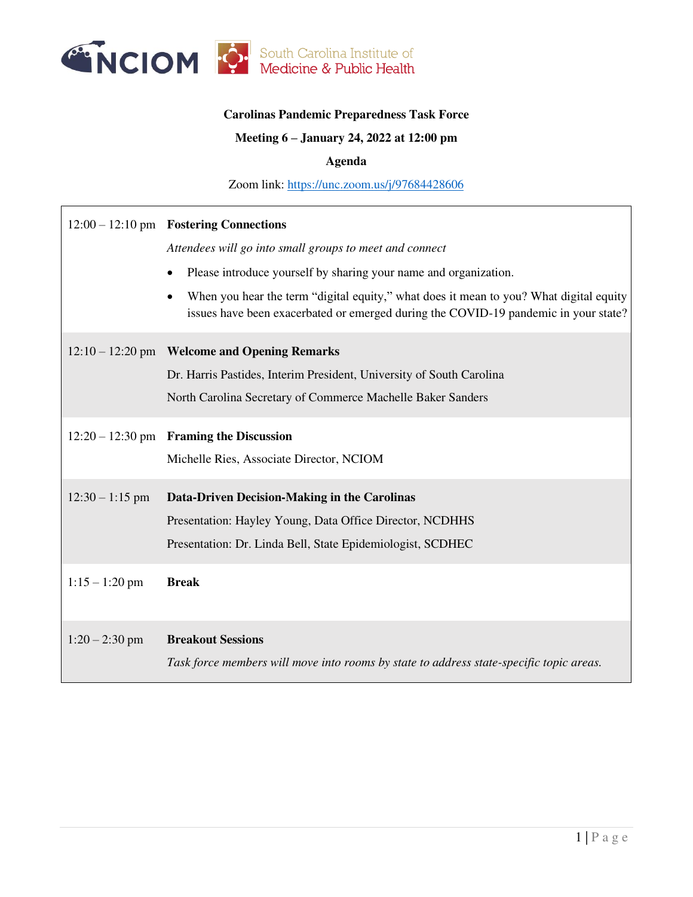**Carolinas Pandemic Preparedness Task Force**

**Meeting 6 – January 24, 2022 at 12:00 pm**

**Agenda**

Zoom link: https://unc.zoom.us/j/97684428606

| Time | Session |
|---|---|
| 12:00 – 12:10 pm | **Fostering Connections**<br>*Attendees will go into small groups to meet and connect*<br>• Please introduce yourself by sharing your name and organization.<br>• When you hear the term "digital equity," what does it mean to you? What digital equity issues have been exacerbated or emerged during the COVID-19 pandemic in your state? |
| 12:10 – 12:20 pm | **Welcome and Opening Remarks**<br>Dr. Harris Pastides, Interim President, University of South Carolina<br>North Carolina Secretary of Commerce Machelle Baker Sanders |
| 12:20 – 12:30 pm | **Framing the Discussion**<br>Michelle Ries, Associate Director, NCIOM |
| 12:30 – 1:15 pm | **Data-Driven Decision-Making in the Carolinas**<br>Presentation: Hayley Young, Data Office Director, NCDHHS<br>Presentation: Dr. Linda Bell, State Epidemiologist, SCDHEC |
| 1:15 – 1:20 pm | **Break** |
| 1:20 – 2:30 pm | **Breakout Sessions**<br>*Task force members will move into rooms by state to address state-specific topic areas.* |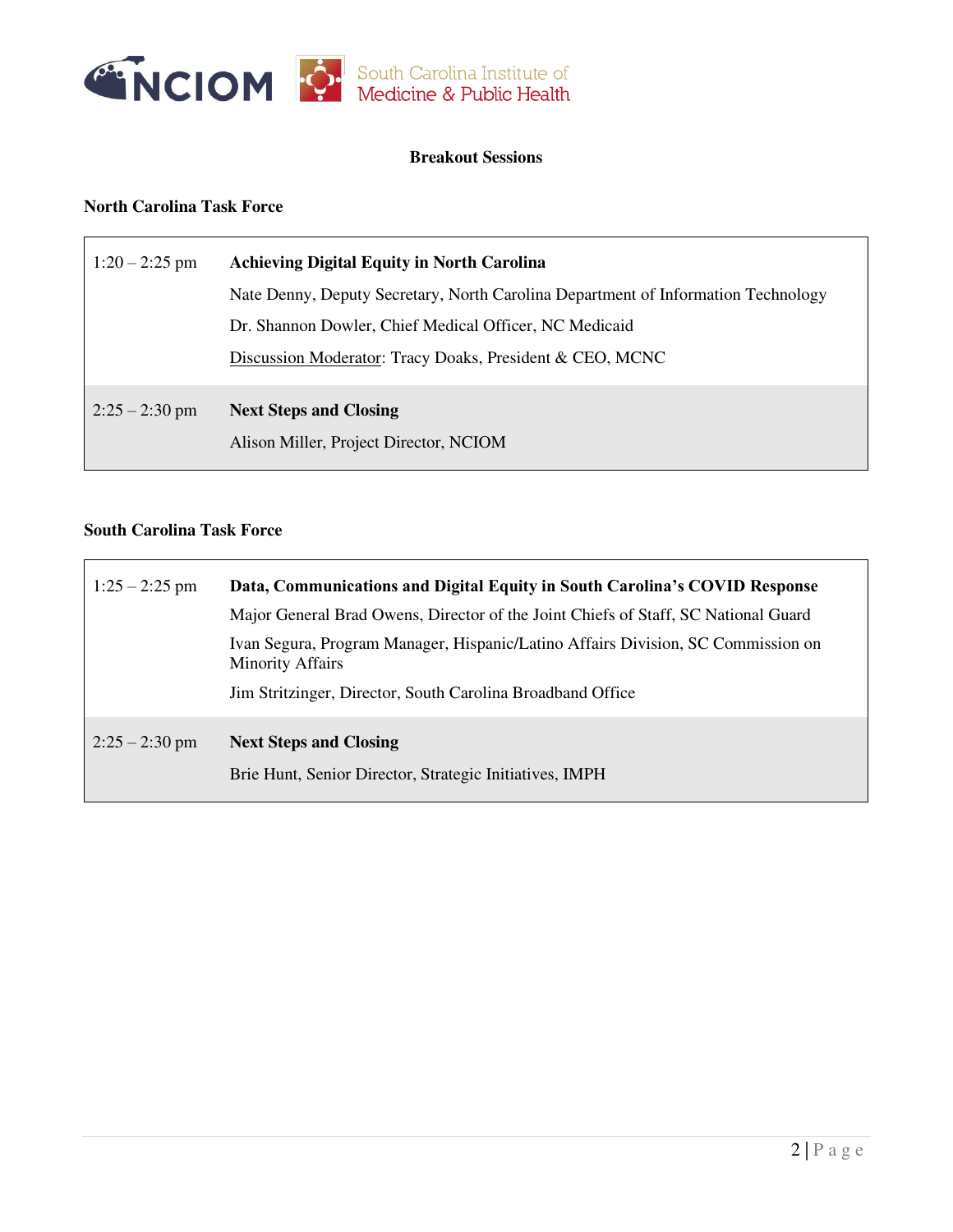## Breakout Sessions

### North Carolina Task Force

| | |
|---|---|
| 1:20 – 2:25 pm | **Achieving Digital Equity in North Carolina**<br>Nate Denny, Deputy Secretary, North Carolina Department of Information Technology<br>Dr. Shannon Dowler, Chief Medical Officer, NC Medicaid<br>Discussion Moderator: Tracy Doaks, President & CEO, MCNC |
| 2:25 – 2:30 pm | **Next Steps and Closing**<br>Alison Miller, Project Director, NCIOM |

### South Carolina Task Force

| | |
|---|---|
| 1:25 – 2:25 pm | **Data, Communications and Digital Equity in South Carolina's COVID Response**<br>Major General Brad Owens, Director of the Joint Chiefs of Staff, SC National Guard<br>Ivan Segura, Program Manager, Hispanic/Latino Affairs Division, SC Commission on Minority Affairs<br>Jim Stritzinger, Director, South Carolina Broadband Office |
| 2:25 – 2:30 pm | **Next Steps and Closing**<br>Brie Hunt, Senior Director, Strategic Initiatives, IMPH |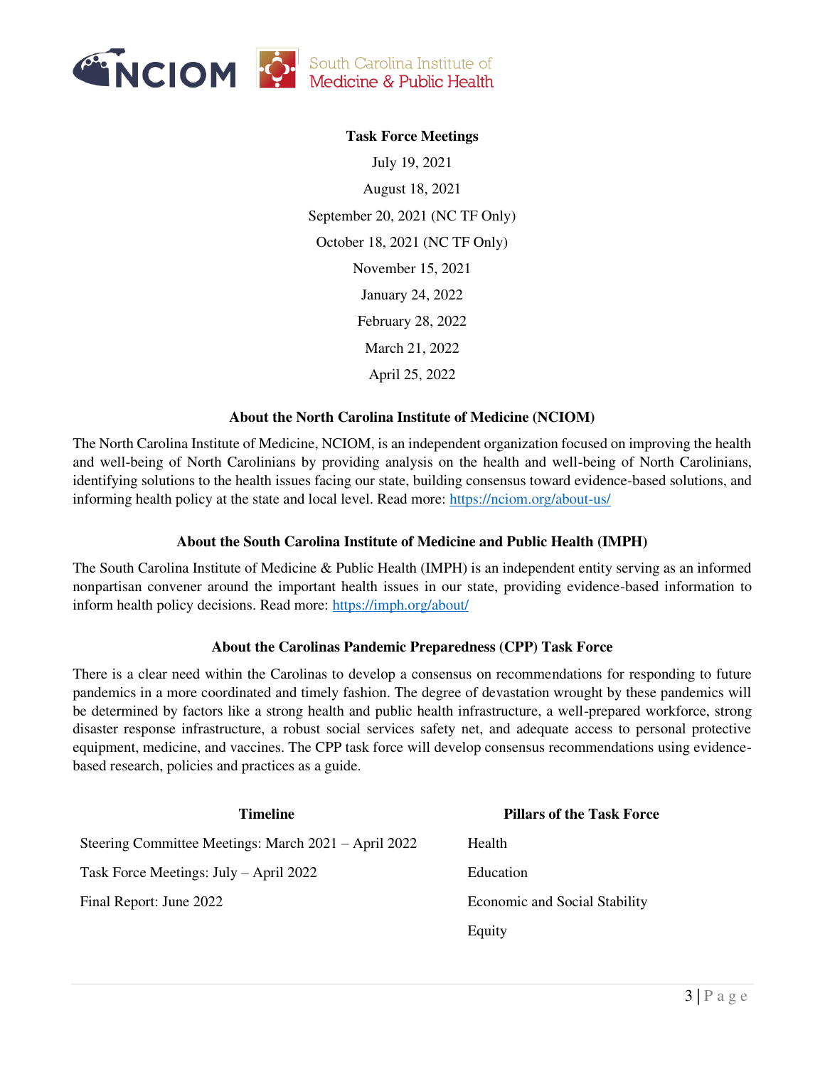## Task Force Meetings

July 19, 2021

August 18, 2021

September 20, 2021 (NC TF Only)

October 18, 2021 (NC TF Only)

November 15, 2021

January 24, 2022

February 28, 2022

March 21, 2022

April 25, 2022

## About the North Carolina Institute of Medicine (NCIOM)

The North Carolina Institute of Medicine, NCIOM, is an independent organization focused on improving the health and well-being of North Carolinians by providing analysis on the health and well-being of North Carolinians, identifying solutions to the health issues facing our state, building consensus toward evidence-based solutions, and informing health policy at the state and local level. Read more: https://nciom.org/about-us/

## About the South Carolina Institute of Medicine and Public Health (IMPH)

The South Carolina Institute of Medicine & Public Health (IMPH) is an independent entity serving as an informed nonpartisan convener around the important health issues in our state, providing evidence-based information to inform health policy decisions. Read more: https://imph.org/about/

## About the Carolinas Pandemic Preparedness (CPP) Task Force

There is a clear need within the Carolinas to develop a consensus on recommendations for responding to future pandemics in a more coordinated and timely fashion. The degree of devastation wrought by these pandemics will be determined by factors like a strong health and public health infrastructure, a well-prepared workforce, strong disaster response infrastructure, a robust social services safety net, and adequate access to personal protective equipment, medicine, and vaccines. The CPP task force will develop consensus recommendations using evidence-based research, policies and practices as a guide.

| Timeline | Pillars of the Task Force |
|---|---|
| Steering Committee Meetings: March 2021 – April 2022 | Health |
| Task Force Meetings: July – April 2022 | Education |
| Final Report: June 2022 | Economic and Social Stability |
| | Equity |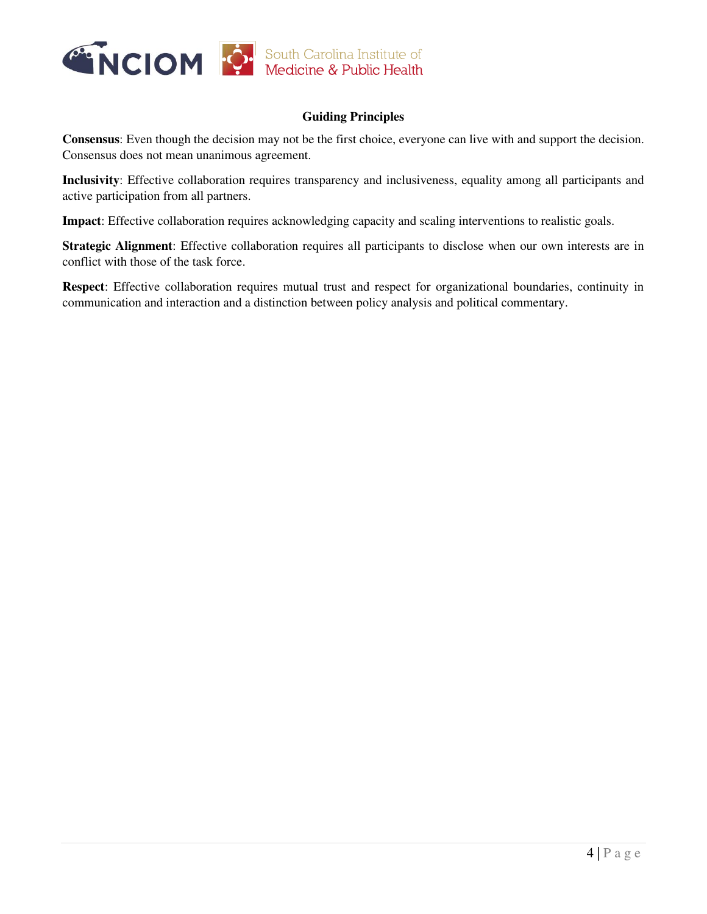## Guiding Principles

**Consensus**: Even though the decision may not be the first choice, everyone can live with and support the decision. Consensus does not mean unanimous agreement.

**Inclusivity**: Effective collaboration requires transparency and inclusiveness, equality among all participants and active participation from all partners.

**Impact**: Effective collaboration requires acknowledging capacity and scaling interventions to realistic goals.

**Strategic Alignment**: Effective collaboration requires all participants to disclose when our own interests are in conflict with those of the task force.

**Respect**: Effective collaboration requires mutual trust and respect for organizational boundaries, continuity in communication and interaction and a distinction between policy analysis and political commentary.